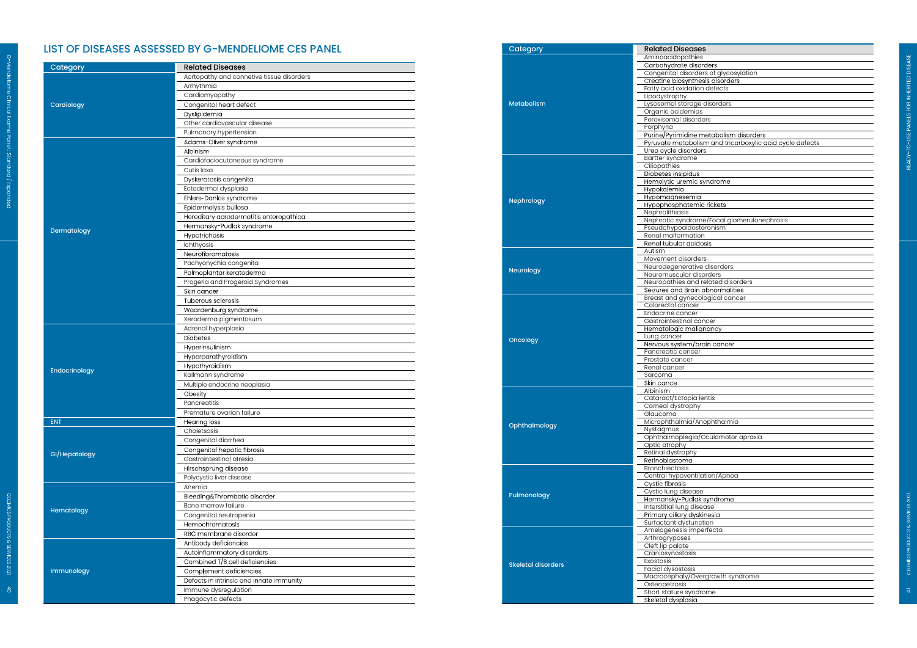# LIST OF DISEASES ASSESSED BY G-MENDELIOME CES PANEL

| Category | Related Diseases |
|---|---|
| Cardiology | Aortopathy and connetive tissue disorders |
| | Arrhythmia |
| | Cardiomyopathy |
| | Congenital heart defect |
| | Dyslipidemia |
| | Other cardiovascular disease |
| | Pulmonary hypertension |
| Dermatology | Adams-Oliver syndrome |
| | Albinism |
| | Cardiofaciocutaneous syndrome |
| | Cutis laxa |
| | Dyskeratosis congenita |
| | Ectodermal dysplasia |
| | Ehlers-Danlos syndrome |
| | Epidermolysis bullosa |
| | Hereditary acrodermatitis enteropathica |
| | Hermansky-Pudlak syndrome |
| | Hypotrichosis |
| | Ichthyosis |
| | Neurofibromatosis |
| | Pachyonychia congenita |
| | Palmoplantar keratoderma |
| | Progeria and Progeroid Syndromes |
| | Skin cancer |
| | Tuberous sclerosis |
| | Waardenburg syndrome |
| | Xeroderma pigmentosum |
| Endocrinology | Adrenal hyperplasia |
| | Diabetes |
| | Hyperinsulinism |
| | Hyperparathyroidism |
| | Hypothyroidism |
| | Kallmann syndrome |
| | Multiple endocrine neoplasia |
| | Obesity |
| | Pancreatitis |
| | Premature ovarian failure |
| ENT | Hearing loss |
| GI/Hepatology | Choletsasis |
| | Congenital diarrhea |
| | Congenital hepatic fibrosis |
| | Gastrointestinal atresia |
| | Hirschsprung disease |
| | Polycystic liver disease |
| Hematology | Anemia |
| | Bleeding&Thrombotic disorder |
| | Bone marrow failure |
| | Congenital neutropenia |
| | Hemochromatosis |
| | RBC membrane disorder |
| Immunology | Antibody deficiencies |
| | Autoinflammatory disorders |
| | Combined T/B cell deficiencies |
| | Complement deficiencies |
| | Defects in intrinsic and innate immunity |
| | Immune dysregulation |
| | Phagocytic defects |

| Category | Related Diseases |
|---|---|
| Metabolism | Aminoacidopathies |
| | Carbohydrate disorders |
| | Congenital disorders of glycosylation |
| | Creatine biosynthesis disorders |
| | Fatty acid oxidation defects |
| | Lipodystrophy |
| | Lysosomal storage disorders |
| | Organic acidemias |
| | Peroxisomal disorders |
| | Porphyria |
| | Purine/Pyrimidine metabolism disorders |
| | Pyruvate metabolism and tricarboxylic acid cycle defects |
| | Urea cycle disorders |
| Nephrology | Bartter syndrome |
| | Ciliopathies |
| | Diabetes insipidus |
| | Hemolytic uremic syndrome |
| | Hypokalemia |
| | Hypomagnesemia |
| | Hypophosphatemic rickets |
| | Nephrolithiasis |
| | Nephrotic syndrome/Focal glomerulonephrosis |
| | Pseudohypoaldosteronism |
| | Renal malformation |
| | Renal tubular acidosis |
| Neurology | Autism |
| | Movement disorders |
| | Neurodegenerative disorders |
| | Neuromuscular disorders |
| | Neuropathies and related disorders |
| | Seizures and Brain abnormalities |
| Oncology | Breast and gynecological cancer |
| | Colorectal cancer |
| | Endocrine cancer |
| | Gastrointestinal cancer |
| | Hematologic malignancy |
| | Lung cancer |
| | Nervous system/brain cancer |
| | Pancreatic cancer |
| | Prostate cancer |
| | Renal cancer |
| | Sarcoma |
| | Skin cance |
| Ophthalmology | Albinism |
| | Cataract/Ectopia lentis |
| | Corneal dystrophy |
| | Glaucoma |
| | Microphthalmia/Anophthalmia |
| | Nystagmus |
| | Ophthalmoplegia/Oculomotor apraxia |
| | Optic atrophy |
| | Retinal dystrophy |
| | Retinoblastoma |
| Pulmonology | Bronchiectasis |
| | Central hypoventilation/Apnea |
| | Cystic fibrosis |
| | Cystic lung disease |
| | Hermansky-Pudlak syndrome |
| | Interstitial lung disease |
| | Primary ciliary dyskinesia |
| | Surfactant dysfunction |
| Skeletal disorders | Amelogenesis imperfecta |
| | Arthrogryposes |
| | Cleft lip palate |
| | Craniosynostosis |
| | Exostosis |
| | Facial dysostosis |
| | Macrocephaly/Overgrowth syndrome |
| | Osteopetrosis |
| | Short stature syndrome |
| | Skeletal dysplasia |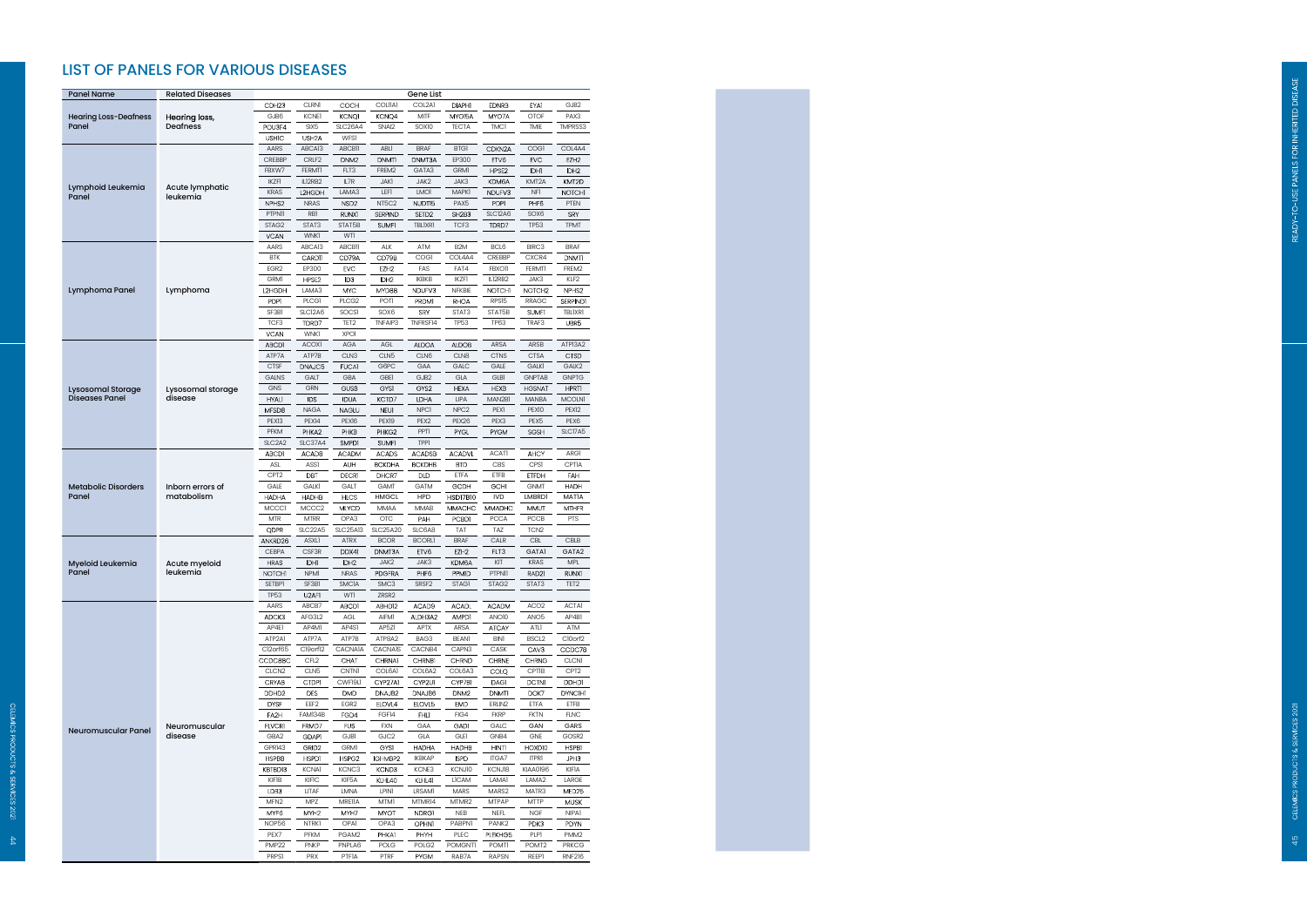# LIST OF PANELS FOR VARIOUS DISEASES

| Panel Name | Related Diseases | Gene List | | | | | | | | | |
|---|---|---|---|---|---|---|---|---|---|---|---|
| Hearing Loss-Deafness Panel | Hearing loss, Deafness | CDH23 | CLRN1 | COCH | COL11A1 | COL2A1 | DIAPH1 | EDNRB | EYA1 | GJB2 |
| | | GJB6 | KCNE1 | KCNQ1 | KCNQ4 | MITF | MYO15A | MYO7A | OTOF | PAX3 |
| | | POU3F4 | SIX5 | SLC26A4 | SNAI2 | SOX10 | TECTA | TMC1 | TMIE | TMPRSS3 |
| | | USH1C | USH2A | WFS1 | | | | | | |
| Lymphoid Leukemia Panel | Acute lymphatic leukemia | AARS | ABCA13 | ABCB11 | ABL1 | BRAF | BTG1 | CDKN2A | COG1 | COL4A4 |
| | | CREBBP | CRLF2 | DNM2 | DNMT1 | DNMT3A | EP300 | ETV6 | EVC | EZH2 |
| | | FBXW7 | FERMT1 | FLT3 | FREM2 | GATA3 | GRM1 | HPS2 | IDH1 | IDH2 |
| | | IKZF1 | IL12RB2 | IL7R | JAK1 | JAK2 | JAK3 | KDM6A | KMT2A | KMT2D |
| | | KRAS | L2HGDH | LAMA3 | LEF1 | LMO1 | MAPK1 | NDUFV3 | NF1 | NOTCH1 |
| | | NPHS2 | NRAS | NSD2 | NT5C2 | NUDT15 | PAX5 | POP1 | PHF6 | PTEN |
| | | PTPN11 | RB1 | RUNX1 | SERPIND | SETD2 | SH2B3 | SLC12A6 | SOX6 | SRY |
| | | STAG2 | STAT3 | STAT5B | SUMF1 | TBL1XR1 | TCF3 | TDRD7 | TP53 | TPMT |
| | | VCAN | WNK1 | WT1 | | | | | | |
| Lymphoma Panel | Lymphoma | AARS | ABCA13 | ABCB11 | ALK | ATM | B2M | BCL6 | BIRC3 | BRAF |
| | | BTK | CARD11 | CD79A | CD79B | COG1 | COL4A4 | CREBBP | CXCR4 | DNMT1 |
| | | EGR2 | EP300 | EVC | EZH2 | FAS | FAT4 | FBXO11 | FERMT1 | FREM2 |
| | | GRM1 | HPS2 | ID3 | IDH2 | IKBKB | IKZF1 | IL12RB2 | JAK3 | KLF2 |
| | | L2HGDH | LAMA3 | MYC | MYD88 | NDUFV3 | NFKBIE | NOTCH1 | NOTCH2 | NPHS2 |
| | | PDP1 | PLCG1 | PLCG2 | POT1 | PRDM1 | RHOA | RPS15 | RRAGC | SERPIND1 |
| | | SF3B1 | SLC12A6 | SOCS1 | SOX6 | SRY | STAT3 | STAT5B | SUMF1 | TBL1XR1 |
| | | TCF3 | TDRD7 | TET2 | TNFAIP3 | TNFRSF14 | TP53 | TP63 | TRAF3 | UBR5 |
| | | VCAN | WNK1 | XPO1 | | | | | | |
| Lysosomal Storage Diseases Panel | Lysosomal storage disease | ABCD1 | ACOX1 | AGA | AGL | ALDOA | ALDOB | ARSA | ARSB | ATP13A2 |
| | | ATP7A | ATP7B | CLN3 | CLN5 | CLN6 | CLN8 | CTNS | CTSA | CTSD |
| | | CTSF | DNAJC5 | FUCA1 | G6PC | GAA | GALC | GALE | GALK1 | GALK2 |
| | | GALNS | GALT | GBA | GBE1 | GJB2 | GLA | GLB1 | GNPTAB | GNPTG |
| | | GNS | GRN | GUSB | GYS1 | GYS2 | HEXA | HEXB | HGSNAT | HPRT1 |
| | | HYAL1 | IDS | IDUA | KCTD7 | LDHA | LIPA | MAN2B1 | MANBA | MCOLN1 |
| | | MFSD8 | NAGA | NAGLU | NEU1 | NPC1 | NPC2 | PEX1 | PEX10 | PEX12 |
| | | PEX13 | PEX14 | PEX16 | PEX19 | PEX2 | PEX26 | PEX3 | PEX5 | PEX6 |
| | | PFKM | PHKA2 | PHKB | PHKG2 | PPT1 | PYGL | PYGM | SGSH | SLC17A5 |
| | | SLC2A2 | SLC37A4 | SMPD1 | SUMF1 | TPP1 | | | | |
| Metabolic Disorders Panel | Inborn errors of matabolism | ABCD1 | ACADB | ACADM | ACADS | ACADSB | ACADVL | ACAT1 | AHCY | ARG1 |
| | | ASL | ASS1 | AUH | BCKDHA | BCKDHB | BTD | CBS | CPS1 | CPT1A |
| | | CPT2 | DBT | DECR1 | DHCR7 | DLD | ETFA | ETFB | ETFDH | FAH |
| | | GALE | GALK1 | GALT | GAMT | GATM | GCDH | GCH1 | GNMT | HADH |
| | | HADHA | HADHB | HLCS | HMGCL | HPD | HSD17B10 | IVD | LMBRD1 | MAT1A |
| | | MCCC1 | MCCC2 | MLYCD | MMAA | MMAB | MMACHC | MMADHC | MMUT | MTHFR |
| | | MTR | MTRR | OPA3 | OTC | PAH | PCBD1 | PCCA | PCCB | PTS |
| | | QDPR | SLC22A5 | SLC25A13 | SLC25A20 | SLC6A8 | TAT | TAZ | TCN2 | |
| Myeloid Leukemia Panel | Acute myeloid leukemia | ANKRD26 | ASXL1 | ATRX | BCOR | BCORL1 | BRAF | CALR | CBL | CBLB |
| | | CEBPA | CSF3R | DDX41 | DNMT3A | ETV6 | EZH2 | FLT3 | GATA1 | GATA2 |
| | | HRAS | IDH1 | IDH2 | JAK2 | JAK3 | KDM6A | KIT | KRAS | MPL |
| | | NOTCH1 | NPM1 | NRAS | PDGFRA | PHF6 | PPM1D | PTPN11 | RAD21 | RUNX1 |
| | | SETBP1 | SF3B1 | SMC1A | SMC3 | SRSF2 | STAG1 | STAG2 | STAT3 | TET2 |
| | | TP53 | U2AF1 | WT1 | ZRSR2 | | | | | |
| Neuromuscular Panel | Neuromuscular disease | AARS | ABCB7 | ABCD1 | ABHD12 | ACAD9 | ACADL | ACADM | ACO2 | ACTA1 |
| | | ADCK3 | AFG3L2 | AGL | AIFM1 | ALDH3A2 | AMPD1 | ANO10 | ANO5 | AP4B1 |
| | | AP4E1 | AP4M1 | AP4S1 | AP5Z1 | APTX | ARSA | ATCAY | ATL1 | ATM |
| | | ATP2A1 | ATP7A | ATP7B | ATP8A2 | BAG3 | BEAN1 | BIN1 | BSCL2 | C10orf2 |
| | | C12orf65 | C19orf12 | CACNA1A | CACNA1S | CACNB4 | CAPN3 | CASK | CAV3 | CCDC78 |
| | | CCDC88C | CFL2 | CHAT | CHRNA1 | CHRNB1 | CHRND | CHRNE | CHRNG | CLCN1 |
| | | CLCN2 | CLN5 | CNTN1 | COL6A1 | COL6A2 | COL6A3 | COLQ | CPT1B | CPT2 |
| | | CRYAB | CTDP1 | CWF19L1 | CYP27A1 | CYP2U1 | CYP7B1 | DAG1 | DCTN1 | DDHD1 |
| | | DDHD2 | DES | DMD | DNAJB2 | DNAJB6 | DNM2 | DNMT1 | DOK7 | DYNC1H1 |
| | | DYSF | EEF2 | EGR2 | ELOVL4 | ELOVL5 | EMD | ERLIN2 | ETFA | ETFB |
| | | FA2H | FAM134B | FGD4 | FGF14 | FHL1 | FIG4 | FKRP | FKTN | FLNC |
| | | FLVCR1 | FRMD7 | FUS | FXN | GAA | GAD1 | GALC | GAN | GARS |
| | | GBA2 | GDAP1 | GJB1 | GJC2 | GLA | GLE1 | GNB4 | GNE | GOSR2 |
| | | GPR143 | GRID2 | GRM1 | GYS1 | HADHA | HADHB | HINT1 | HOXD10 | HSPB1 |
| | | HSPB8 | HSPD1 | HSPG2 | IGHMBP2 | IKBKAP | ISPD | ITGA7 | ITPR1 | JPH3 |
| | | KBTBD13 | KCNA1 | KCNC3 | KCND3 | KCNE3 | KCNJ10 | KCNJ18 | KIAA0196 | KIF1A |
| | | KIF1B | KIF1C | KIF5A | KLHL40 | KLHL41 | L1CAM | LAMA1 | LAMA2 | LARGE |
| | | LDB3 | LITAF | LMNA | LPIN1 | LRSAM1 | MARS | MARS2 | MATR3 | MED25 |
| | | MFN2 | MPZ | MRE11A | MTM1 | MTMR14 | MTMR2 | MTPAP | MTTP | MUSK |
| | | MYF6 | MYH2 | MYH7 | MYOT | NDRG1 | NEB | NEFL | NGF | NIPA1 |
| | | NOP56 | NTRK1 | OPA1 | OPA3 | OPHN1 | PABPN1 | PANK2 | PDK3 | PDYN |
| | | PEX7 | PFKM | PGAM2 | PHKA1 | PHYH | PLEC | PLEKHG5 | PLP1 | PMM2 |
| | | PMP22 | PNKP | PNPLA6 | POLG | POLG2 | POMGNT1 | POMT1 | POMT2 | PRKCG |
| | | PRPS1 | PRX | PTF1A | PTRF | PYGM | RAB7A | RAPSN | REEP1 | RNF216 |